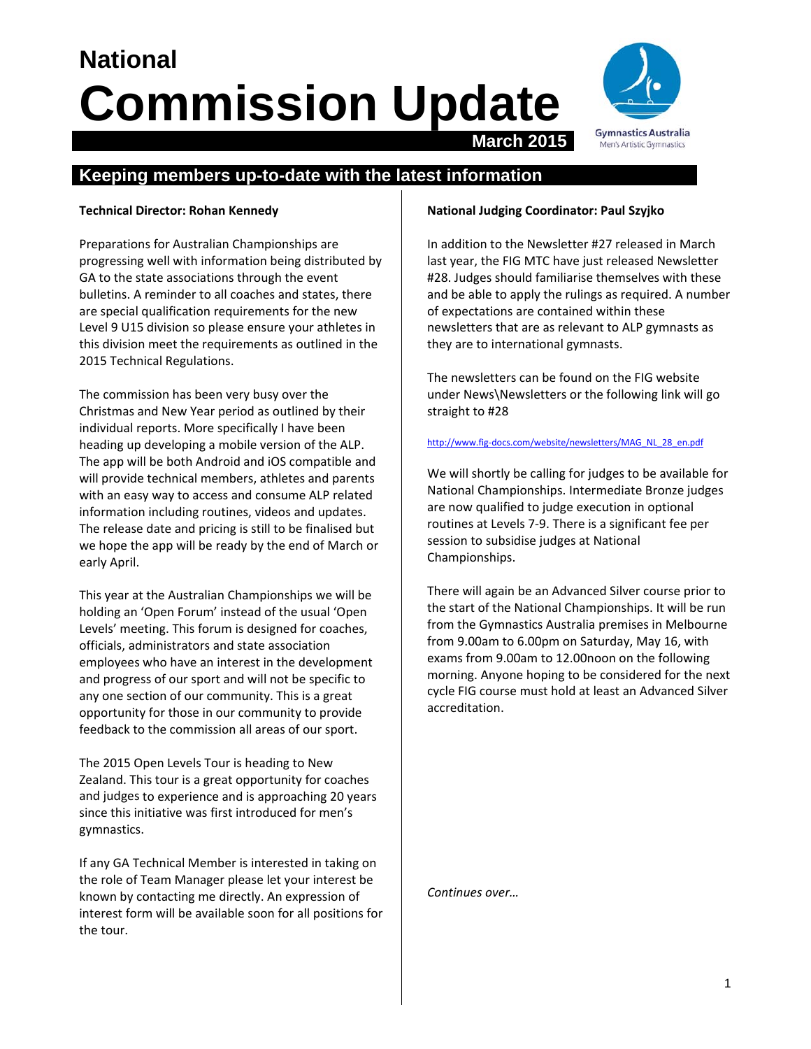# National Commission Update

**March 2015**

Gymnastics Australia
Men's Artistic Gymnastics

## Keeping members up-to-date with the latest information

**Technical Director: Rohan Kennedy**

Preparations for Australian Championships are progressing well with information being distributed by GA to the state associations through the event bulletins. A reminder to all coaches and states, there are special qualification requirements for the new Level 9 U15 division so please ensure your athletes in this division meet the requirements as outlined in the 2015 Technical Regulations.

The commission has been very busy over the Christmas and New Year period as outlined by their individual reports. More specifically I have been heading up developing a mobile version of the ALP. The app will be both Android and iOS compatible and will provide technical members, athletes and parents with an easy way to access and consume ALP related information including routines, videos and updates. The release date and pricing is still to be finalised but we hope the app will be ready by the end of March or early April.

This year at the Australian Championships we will be holding an 'Open Forum' instead of the usual 'Open Levels' meeting. This forum is designed for coaches, officials, administrators and state association employees who have an interest in the development and progress of our sport and will not be specific to any one section of our community. This is a great opportunity for those in our community to provide feedback to the commission all areas of our sport.

The 2015 Open Levels Tour is heading to New Zealand. This tour is a great opportunity for coaches and judges to experience and is approaching 20 years since this initiative was first introduced for men's gymnastics.

If any GA Technical Member is interested in taking on the role of Team Manager please let your interest be known by contacting me directly. An expression of interest form will be available soon for all positions for the tour.

**National Judging Coordinator: Paul Szyjko**

In addition to the Newsletter #27 released in March last year, the FIG MTC have just released Newsletter #28. Judges should familiarise themselves with these and be able to apply the rulings as required. A number of expectations are contained within these newsletters that are as relevant to ALP gymnasts as they are to international gymnasts.

The newsletters can be found on the FIG website under News\Newsletters or the following link will go straight to #28

http://www.fig-docs.com/website/newsletters/MAG_NL_28_en.pdf

We will shortly be calling for judges to be available for National Championships. Intermediate Bronze judges are now qualified to judge execution in optional routines at Levels 7-9. There is a significant fee per session to subsidise judges at National Championships.

There will again be an Advanced Silver course prior to the start of the National Championships. It will be run from the Gymnastics Australia premises in Melbourne from 9.00am to 6.00pm on Saturday, May 16, with exams from 9.00am to 12.00noon on the following morning. Anyone hoping to be considered for the next cycle FIG course must hold at least an Advanced Silver accreditation.

*Continues over…*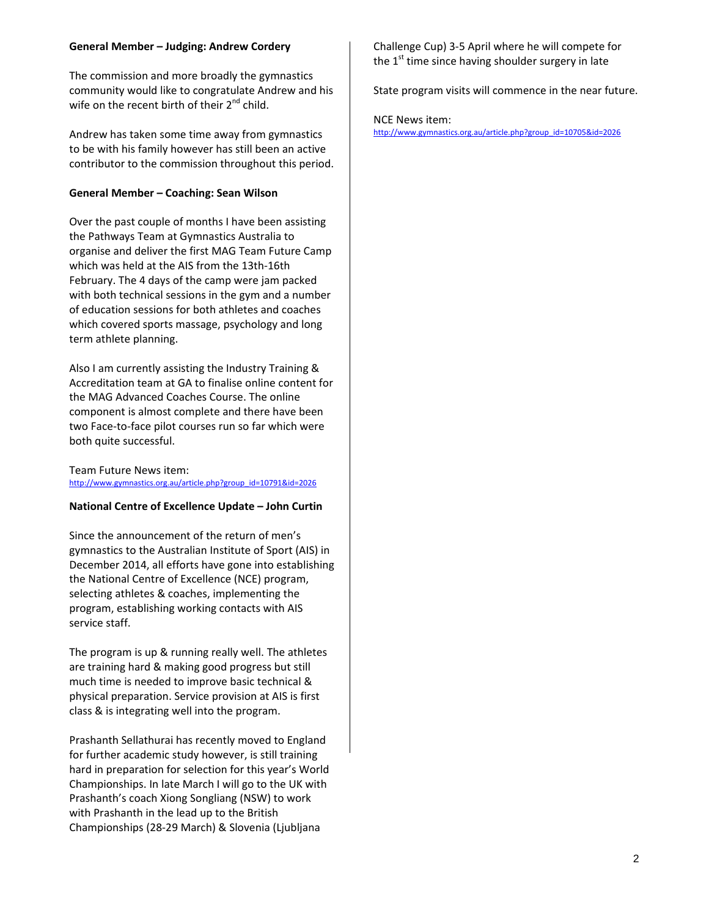### General Member – Judging: Andrew Cordery

The commission and more broadly the gymnastics community would like to congratulate Andrew and his wife on the recent birth of their 2nd child.

Andrew has taken some time away from gymnastics to be with his family however has still been an active contributor to the commission throughout this period.

### General Member – Coaching: Sean Wilson

Over the past couple of months I have been assisting the Pathways Team at Gymnastics Australia to organise and deliver the first MAG Team Future Camp which was held at the AIS from the 13th-16th February. The 4 days of the camp were jam packed with both technical sessions in the gym and a number of education sessions for both athletes and coaches which covered sports massage, psychology and long term athlete planning.

Also I am currently assisting the Industry Training & Accreditation team at GA to finalise online content for the MAG Advanced Coaches Course. The online component is almost complete and there have been two Face-to-face pilot courses run so far which were both quite successful.

Team Future News item:
http://www.gymnastics.org.au/article.php?group_id=10791&id=2026

### National Centre of Excellence Update – John Curtin

Since the announcement of the return of men's gymnastics to the Australian Institute of Sport (AIS) in December 2014, all efforts have gone into establishing the National Centre of Excellence (NCE) program, selecting athletes & coaches, implementing the program, establishing working contacts with AIS service staff.

The program is up & running really well. The athletes are training hard & making good progress but still much time is needed to improve basic technical & physical preparation. Service provision at AIS is first class & is integrating well into the program.

Prashanth Sellathurai has recently moved to England for further academic study however, is still training hard in preparation for selection for this year's World Championships. In late March I will go to the UK with Prashanth's coach Xiong Songliang (NSW) to work with Prashanth in the lead up to the British Championships (28-29 March) & Slovenia (Ljubljana Challenge Cup) 3-5 April where he will compete for the 1st time since having shoulder surgery in late

State program visits will commence in the near future.

NCE News item:
http://www.gymnastics.org.au/article.php?group_id=10705&id=2026